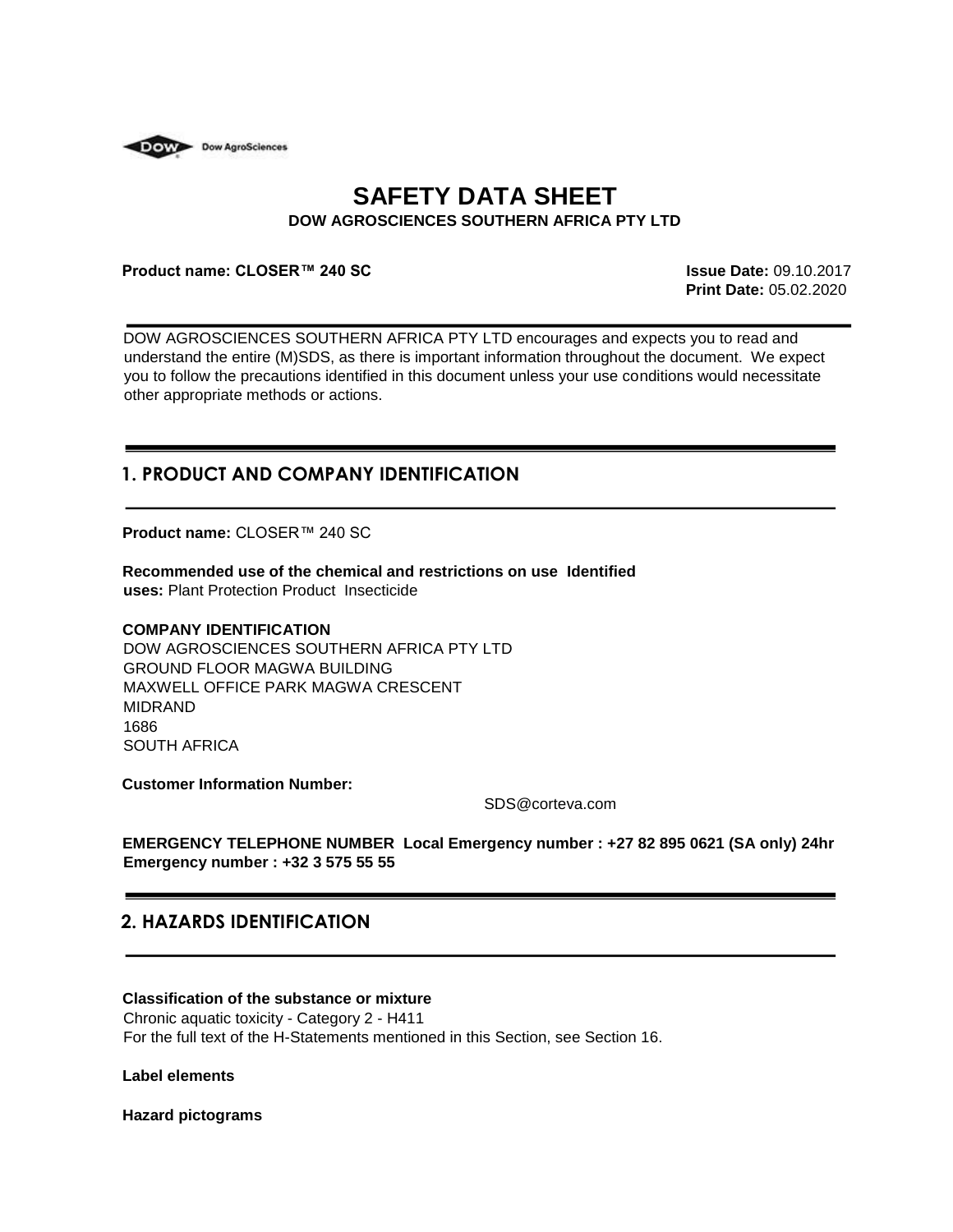Dow AgroSciences

# SAFETY DATA SHEET

**DOW AGROSCIENCES SOUTHERN AFRICA PTY LTD**

**Product name: CLOSER™ 240 SC**

**Issue Date:** 09.10.2017
**Print Date:** 05.02.2020

DOW AGROSCIENCES SOUTHERN AFRICA PTY LTD encourages and expects you to read and understand the entire (M)SDS, as there is important information throughout the document. We expect you to follow the precautions identified in this document unless your use conditions would necessitate other appropriate methods or actions.

## 1. PRODUCT AND COMPANY IDENTIFICATION

**Product name:** CLOSER™ 240 SC

**Recommended use of the chemical and restrictions on use Identified uses:** Plant Protection Product Insecticide

**COMPANY IDENTIFICATION**
DOW AGROSCIENCES SOUTHERN AFRICA PTY LTD
GROUND FLOOR MAGWA BUILDING
MAXWELL OFFICE PARK MAGWA CRESCENT
MIDRAND
1686
SOUTH AFRICA

**Customer Information Number:**

SDS@corteva.com

**EMERGENCY TELEPHONE NUMBER Local Emergency number : +27 82 895 0621 (SA only) 24hr Emergency number : +32 3 575 55 55**

## 2. HAZARDS IDENTIFICATION

**Classification of the substance or mixture**
Chronic aquatic toxicity - Category 2 - H411
For the full text of the H-Statements mentioned in this Section, see Section 16.

**Label elements**

**Hazard pictograms**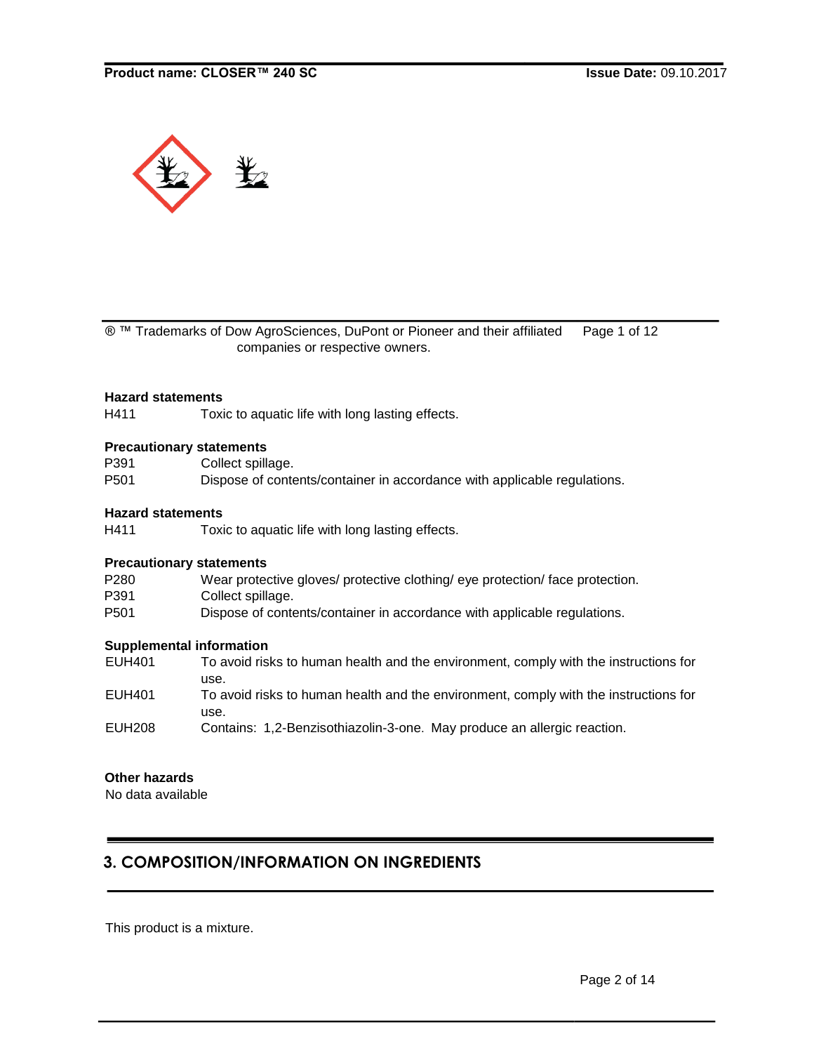® ™ Trademarks of Dow AgroSciences, DuPont or Pioneer and their affiliated companies or respective owners.

**Hazard statements**

| | |
|---|---|
| H411 | Toxic to aquatic life with long lasting effects. |

**Precautionary statements**

| | |
|---|---|
| P391 | Collect spillage. |
| P501 | Dispose of contents/container in accordance with applicable regulations. |

**Hazard statements**

| | |
|---|---|
| H411 | Toxic to aquatic life with long lasting effects. |

**Precautionary statements**

| | |
|---|---|
| P280 | Wear protective gloves/ protective clothing/ eye protection/ face protection. |
| P391 | Collect spillage. |
| P501 | Dispose of contents/container in accordance with applicable regulations. |

**Supplemental information**

| | |
|---|---|
| EUH401 | To avoid risks to human health and the environment, comply with the instructions for use. |
| EUH401 | To avoid risks to human health and the environment, comply with the instructions for use. |
| EUH208 | Contains: 1,2-Benzisothiazolin-3-one. May produce an allergic reaction. |

**Other hazards**

No data available

## 3. COMPOSITION/INFORMATION ON INGREDIENTS

This product is a mixture.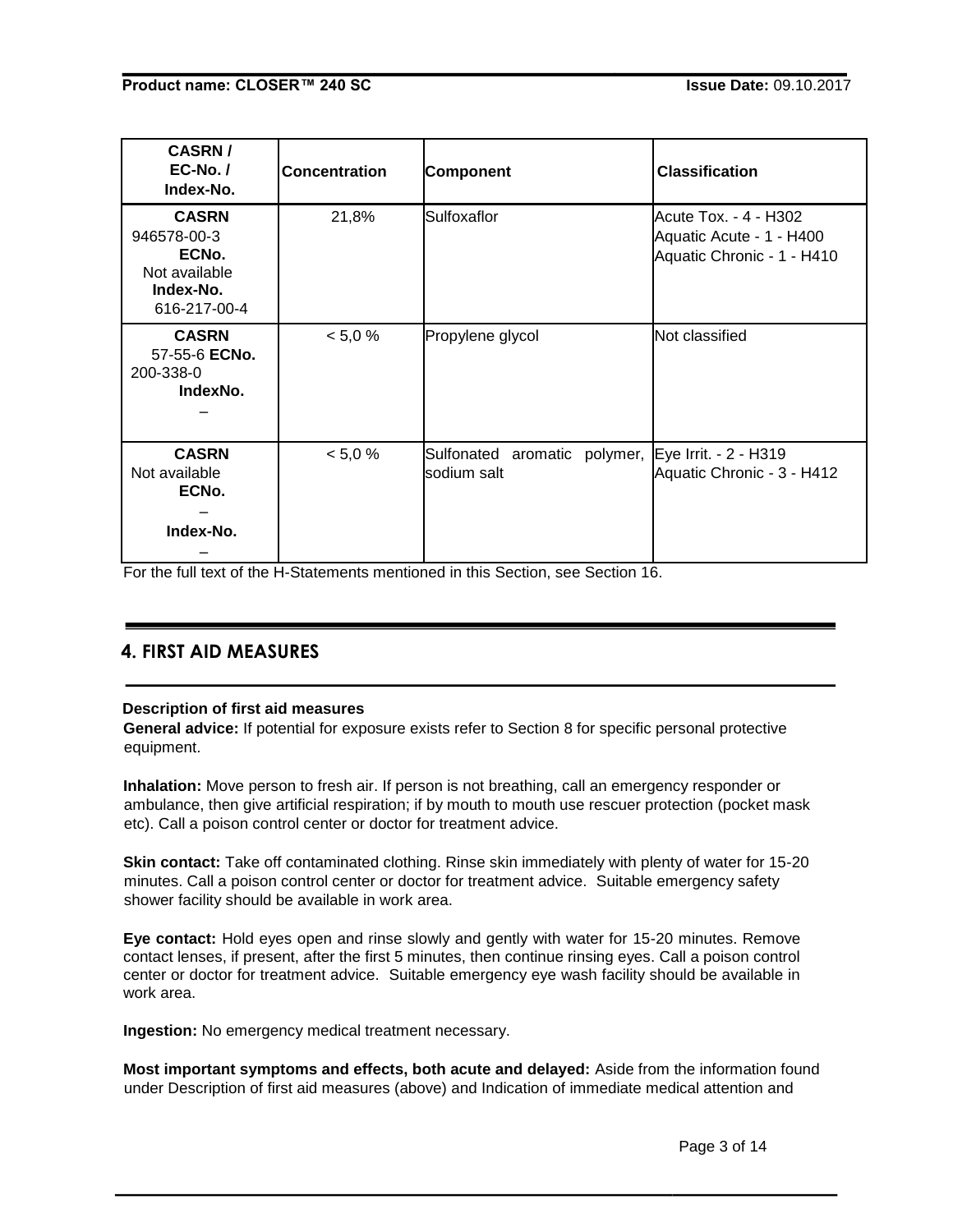| CASRN / EC-No. / Index-No. | Concentration | Component | Classification |
|---|---|---|---|
| **CASRN** 946578-00-3 **ECNo.** Not available **Index-No.** 616-217-00-4 | 21,8% | Sulfoxaflor | Acute Tox. - 4 - H302 Aquatic Acute - 1 - H400 Aquatic Chronic - 1 - H410 |
| **CASRN** 57-55-6 **ECNo.** 200-338-0 **IndexNo.** – | < 5,0 % | Propylene glycol | Not classified |
| **CASRN** Not available **ECNo.** – **Index-No.** – | < 5,0 % | Sulfonated aromatic polymer, sodium salt | Eye Irrit. - 2 - H319 Aquatic Chronic - 3 - H412 |

For the full text of the H-Statements mentioned in this Section, see Section 16.

## 4. FIRST AID MEASURES

**Description of first aid measures**

**General advice:** If potential for exposure exists refer to Section 8 for specific personal protective equipment.

**Inhalation:** Move person to fresh air. If person is not breathing, call an emergency responder or ambulance, then give artificial respiration; if by mouth to mouth use rescuer protection (pocket mask etc). Call a poison control center or doctor for treatment advice.

**Skin contact:** Take off contaminated clothing. Rinse skin immediately with plenty of water for 15-20 minutes. Call a poison control center or doctor for treatment advice. Suitable emergency safety shower facility should be available in work area.

**Eye contact:** Hold eyes open and rinse slowly and gently with water for 15-20 minutes. Remove contact lenses, if present, after the first 5 minutes, then continue rinsing eyes. Call a poison control center or doctor for treatment advice. Suitable emergency eye wash facility should be available in work area.

**Ingestion:** No emergency medical treatment necessary.

**Most important symptoms and effects, both acute and delayed:** Aside from the information found under Description of first aid measures (above) and Indication of immediate medical attention and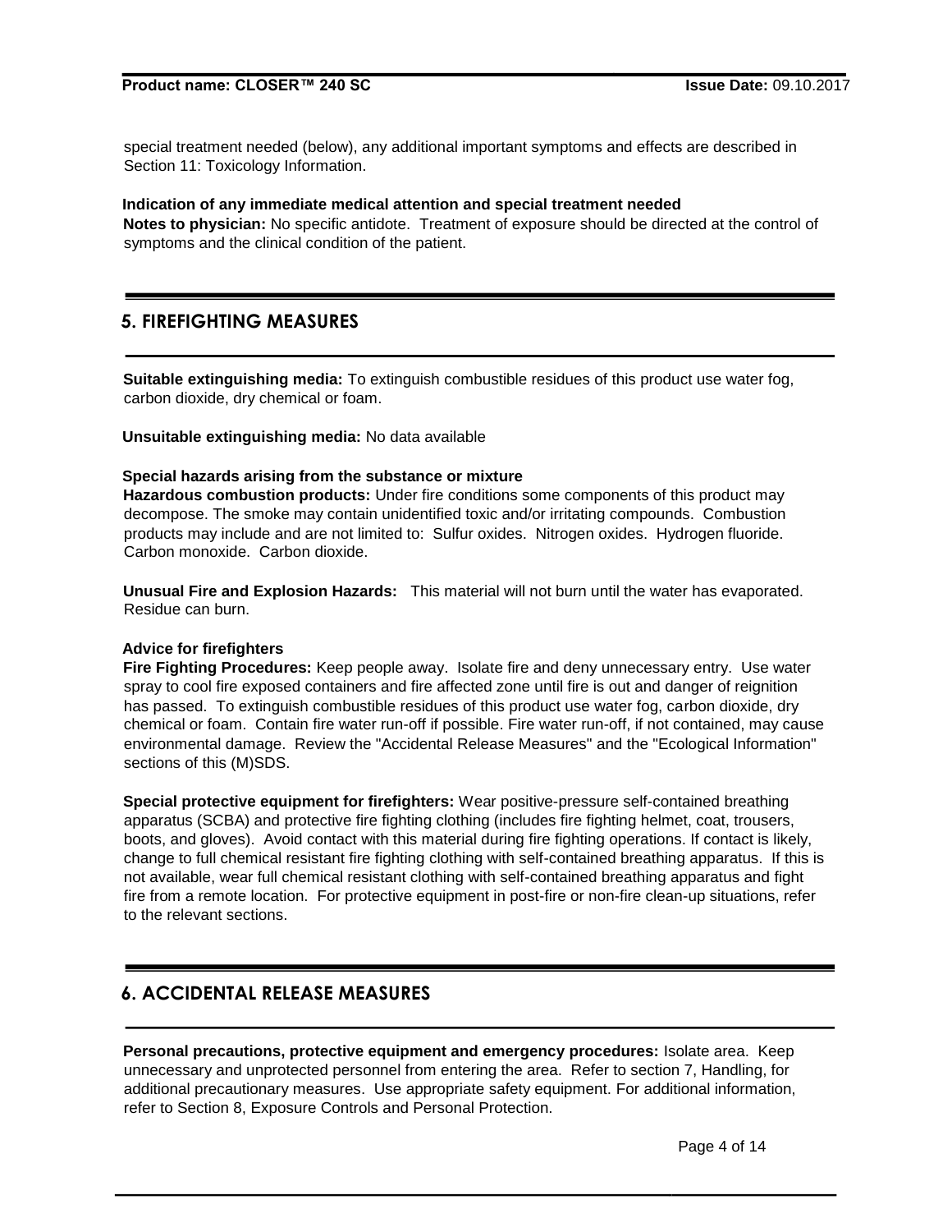special treatment needed (below), any additional important symptoms and effects are described in Section 11: Toxicology Information.

**Indication of any immediate medical attention and special treatment needed**

**Notes to physician:** No specific antidote. Treatment of exposure should be directed at the control of symptoms and the clinical condition of the patient.

## 5. FIREFIGHTING MEASURES

**Suitable extinguishing media:** To extinguish combustible residues of this product use water fog, carbon dioxide, dry chemical or foam.

**Unsuitable extinguishing media:** No data available

**Special hazards arising from the substance or mixture**

**Hazardous combustion products:** Under fire conditions some components of this product may decompose. The smoke may contain unidentified toxic and/or irritating compounds. Combustion products may include and are not limited to: Sulfur oxides. Nitrogen oxides. Hydrogen fluoride. Carbon monoxide. Carbon dioxide.

**Unusual Fire and Explosion Hazards:** This material will not burn until the water has evaporated. Residue can burn.

**Advice for firefighters**

**Fire Fighting Procedures:** Keep people away. Isolate fire and deny unnecessary entry. Use water spray to cool fire exposed containers and fire affected zone until fire is out and danger of reignition has passed. To extinguish combustible residues of this product use water fog, carbon dioxide, dry chemical or foam. Contain fire water run-off if possible. Fire water run-off, if not contained, may cause environmental damage. Review the "Accidental Release Measures" and the "Ecological Information" sections of this (M)SDS.

**Special protective equipment for firefighters:** Wear positive-pressure self-contained breathing apparatus (SCBA) and protective fire fighting clothing (includes fire fighting helmet, coat, trousers, boots, and gloves). Avoid contact with this material during fire fighting operations. If contact is likely, change to full chemical resistant fire fighting clothing with self-contained breathing apparatus. If this is not available, wear full chemical resistant clothing with self-contained breathing apparatus and fight fire from a remote location. For protective equipment in post-fire or non-fire clean-up situations, refer to the relevant sections.

## 6. ACCIDENTAL RELEASE MEASURES

**Personal precautions, protective equipment and emergency procedures:** Isolate area. Keep unnecessary and unprotected personnel from entering the area. Refer to section 7, Handling, for additional precautionary measures. Use appropriate safety equipment. For additional information, refer to Section 8, Exposure Controls and Personal Protection.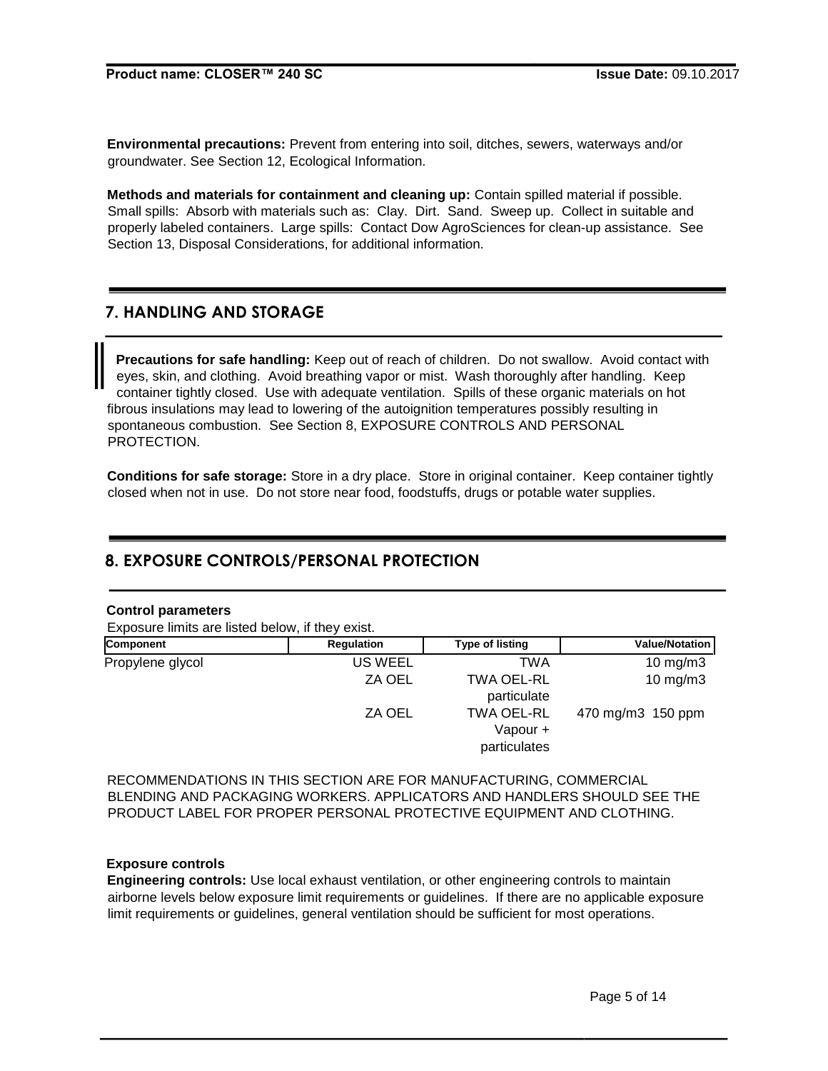**Environmental precautions:** Prevent from entering into soil, ditches, sewers, waterways and/or groundwater. See Section 12, Ecological Information.

**Methods and materials for containment and cleaning up:** Contain spilled material if possible. Small spills: Absorb with materials such as: Clay. Dirt. Sand. Sweep up. Collect in suitable and properly labeled containers. Large spills: Contact Dow AgroSciences for clean-up assistance. See Section 13, Disposal Considerations, for additional information.

## 7. HANDLING AND STORAGE

**Precautions for safe handling:** Keep out of reach of children. Do not swallow. Avoid contact with eyes, skin, and clothing. Avoid breathing vapor or mist. Wash thoroughly after handling. Keep container tightly closed. Use with adequate ventilation. Spills of these organic materials on hot fibrous insulations may lead to lowering of the autoignition temperatures possibly resulting in spontaneous combustion. See Section 8, EXPOSURE CONTROLS AND PERSONAL PROTECTION.

**Conditions for safe storage:** Store in a dry place. Store in original container. Keep container tightly closed when not in use. Do not store near food, foodstuffs, drugs or potable water supplies.

## 8. EXPOSURE CONTROLS/PERSONAL PROTECTION

**Control parameters**

Exposure limits are listed below, if they exist.

| Component | Regulation | Type of listing | Value/Notation |
|---|---|---|---|
| Propylene glycol | US WEEL | TWA | 10 mg/m3 |
| | ZA OEL | TWA OEL-RL particulate | 10 mg/m3 |
| | ZA OEL | TWA OEL-RL Vapour + particulates | 470 mg/m3 150 ppm |

RECOMMENDATIONS IN THIS SECTION ARE FOR MANUFACTURING, COMMERCIAL BLENDING AND PACKAGING WORKERS. APPLICATORS AND HANDLERS SHOULD SEE THE PRODUCT LABEL FOR PROPER PERSONAL PROTECTIVE EQUIPMENT AND CLOTHING.

**Exposure controls**

**Engineering controls:** Use local exhaust ventilation, or other engineering controls to maintain airborne levels below exposure limit requirements or guidelines. If there are no applicable exposure limit requirements or guidelines, general ventilation should be sufficient for most operations.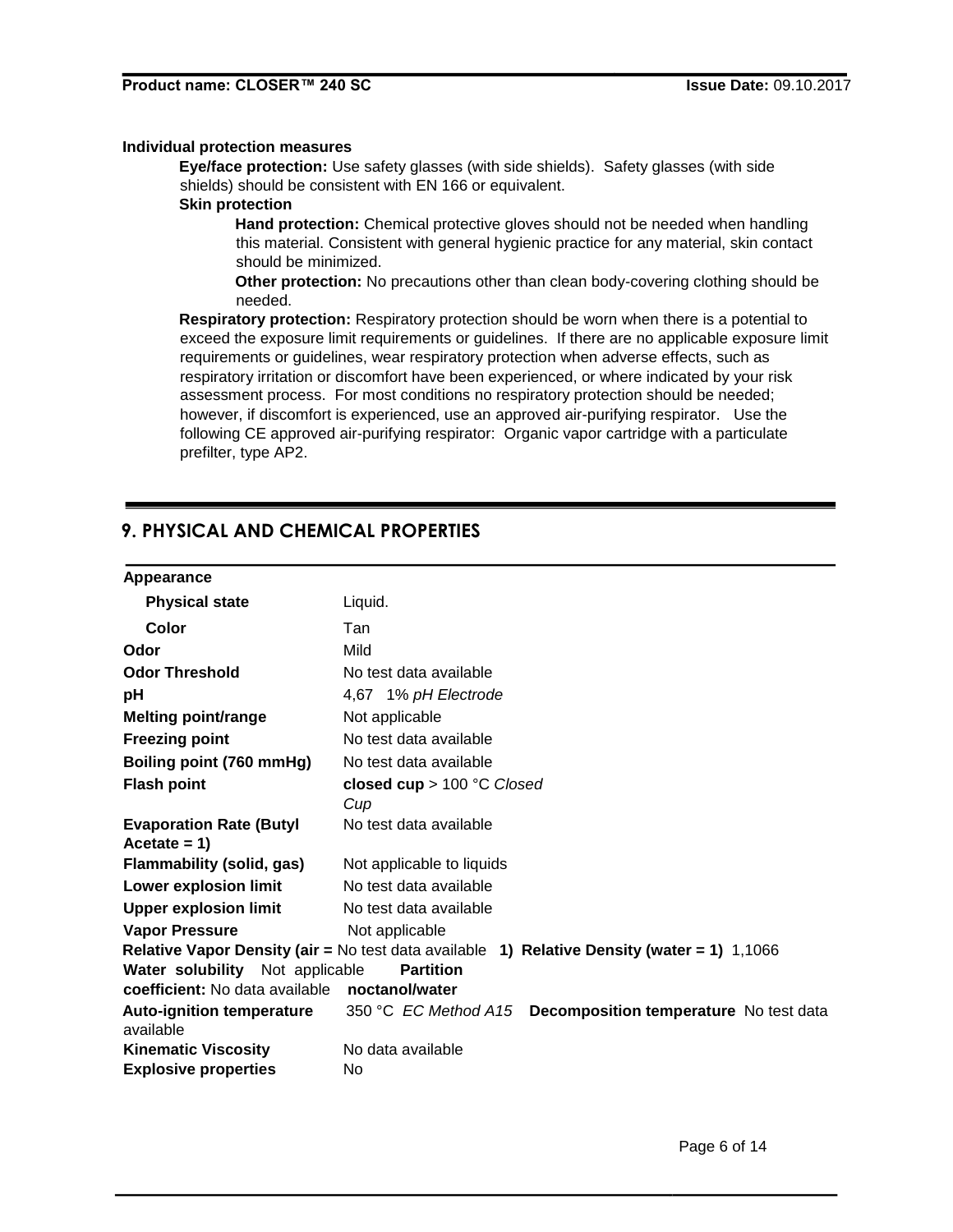**Individual protection measures**

**Eye/face protection:** Use safety glasses (with side shields). Safety glasses (with side shields) should be consistent with EN 166 or equivalent.

**Skin protection**

**Hand protection:** Chemical protective gloves should not be needed when handling this material. Consistent with general hygienic practice for any material, skin contact should be minimized.

**Other protection:** No precautions other than clean body-covering clothing should be needed.

**Respiratory protection:** Respiratory protection should be worn when there is a potential to exceed the exposure limit requirements or guidelines. If there are no applicable exposure limit requirements or guidelines, wear respiratory protection when adverse effects, such as respiratory irritation or discomfort have been experienced, or where indicated by your risk assessment process. For most conditions no respiratory protection should be needed; however, if discomfort is experienced, use an approved air-purifying respirator. Use the following CE approved air-purifying respirator: Organic vapor cartridge with a particulate prefilter, type AP2.

## 9. PHYSICAL AND CHEMICAL PROPERTIES

| | |
|---|---|
| **Appearance** | |
| **Physical state** | Liquid. |
| **Color** | Tan |
| **Odor** | Mild |
| **Odor Threshold** | No test data available |
| **pH** | 4,67 1% *pH Electrode* |
| **Melting point/range** | Not applicable |
| **Freezing point** | No test data available |
| **Boiling point (760 mmHg)** | No test data available |
| **Flash point** | **closed cup** > 100 °C *Closed Cup* |
| **Evaporation Rate (Butyl Acetate = 1)** | No test data available |
| **Flammability (solid, gas)** | Not applicable to liquids |
| **Lower explosion limit** | No test data available |
| **Upper explosion limit** | No test data available |
| **Vapor Pressure** | Not applicable |
| **Relative Vapor Density (air = 1)** | No test data available |
| **Relative Density (water = 1)** | 1,1066 |
| **Water solubility** | Not applicable |
| **Partition coefficient: noctanol/water** | No data available |
| **Auto-ignition temperature** | 350 °C *EC Method A15* |
| **Decomposition temperature** | No test data available |
| **Kinematic Viscosity** | No data available |
| **Explosive properties** | No |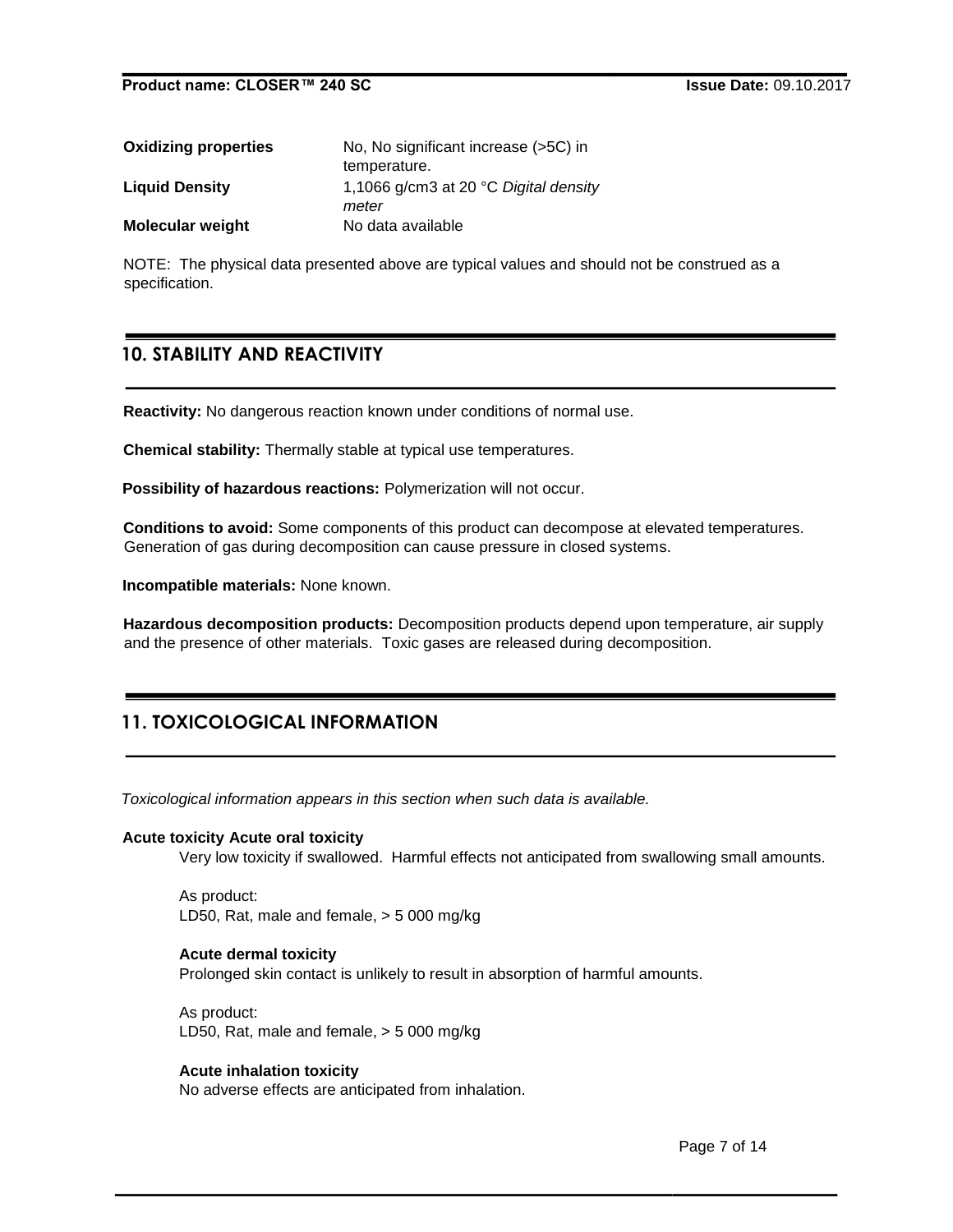| | |
|---|---|
| **Oxidizing properties** | No, No significant increase (>5C) in temperature. |
| **Liquid Density** | 1,1066 g/cm3 at 20 °C *Digital density meter* |
| **Molecular weight** | No data available |

NOTE: The physical data presented above are typical values and should not be construed as a specification.

## 10. STABILITY AND REACTIVITY

**Reactivity:** No dangerous reaction known under conditions of normal use.

**Chemical stability:** Thermally stable at typical use temperatures.

**Possibility of hazardous reactions:** Polymerization will not occur.

**Conditions to avoid:** Some components of this product can decompose at elevated temperatures. Generation of gas during decomposition can cause pressure in closed systems.

**Incompatible materials:** None known.

**Hazardous decomposition products:** Decomposition products depend upon temperature, air supply and the presence of other materials. Toxic gases are released during decomposition.

## 11. TOXICOLOGICAL INFORMATION

*Toxicological information appears in this section when such data is available.*

**Acute toxicity Acute oral toxicity**

Very low toxicity if swallowed. Harmful effects not anticipated from swallowing small amounts.

As product:
LD50, Rat, male and female, > 5 000 mg/kg

**Acute dermal toxicity**

Prolonged skin contact is unlikely to result in absorption of harmful amounts.

As product:
LD50, Rat, male and female, > 5 000 mg/kg

**Acute inhalation toxicity**

No adverse effects are anticipated from inhalation.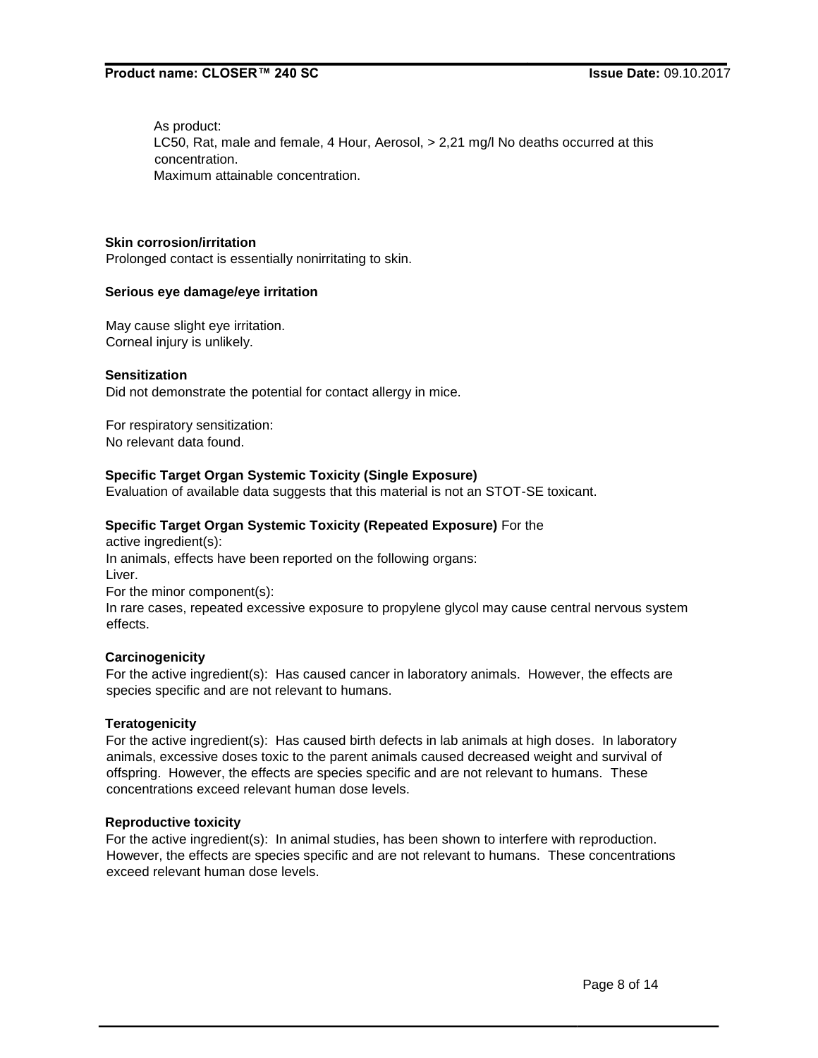As product:
LC50, Rat, male and female, 4 Hour, Aerosol, > 2,21 mg/l No deaths occurred at this concentration.
Maximum attainable concentration.

**Skin corrosion/irritation**
Prolonged contact is essentially nonirritating to skin.

**Serious eye damage/eye irritation**

May cause slight eye irritation.
Corneal injury is unlikely.

**Sensitization**
Did not demonstrate the potential for contact allergy in mice.

For respiratory sensitization:
No relevant data found.

**Specific Target Organ Systemic Toxicity (Single Exposure)**
Evaluation of available data suggests that this material is not an STOT-SE toxicant.

**Specific Target Organ Systemic Toxicity (Repeated Exposure)** For the active ingredient(s):
In animals, effects have been reported on the following organs:
Liver.
For the minor component(s):
In rare cases, repeated excessive exposure to propylene glycol may cause central nervous system effects.

**Carcinogenicity**
For the active ingredient(s): Has caused cancer in laboratory animals. However, the effects are species specific and are not relevant to humans.

**Teratogenicity**
For the active ingredient(s): Has caused birth defects in lab animals at high doses. In laboratory animals, excessive doses toxic to the parent animals caused decreased weight and survival of offspring. However, the effects are species specific and are not relevant to humans. These concentrations exceed relevant human dose levels.

**Reproductive toxicity**
For the active ingredient(s): In animal studies, has been shown to interfere with reproduction. However, the effects are species specific and are not relevant to humans. These concentrations exceed relevant human dose levels.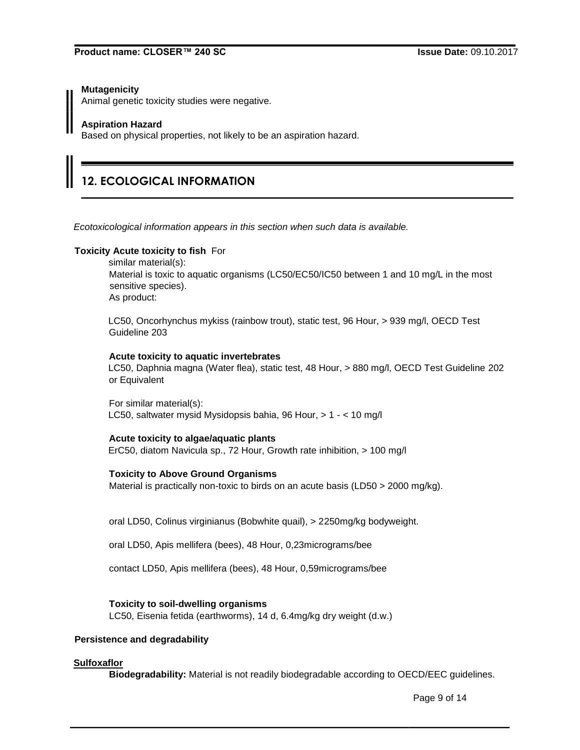**Mutagenicity**
Animal genetic toxicity studies were negative.

**Aspiration Hazard**
Based on physical properties, not likely to be an aspiration hazard.

## 12. ECOLOGICAL INFORMATION

*Ecotoxicological information appears in this section when such data is available.*

**Toxicity Acute toxicity to fish** For similar material(s):
Material is toxic to aquatic organisms (LC50/EC50/IC50 between 1 and 10 mg/L in the most sensitive species).
As product:

LC50, Oncorhynchus mykiss (rainbow trout), static test, 96 Hour, > 939 mg/l, OECD Test Guideline 203

**Acute toxicity to aquatic invertebrates**
LC50, Daphnia magna (Water flea), static test, 48 Hour, > 880 mg/l, OECD Test Guideline 202 or Equivalent

For similar material(s):
LC50, saltwater mysid Mysidopsis bahia, 96 Hour, > 1 - < 10 mg/l

**Acute toxicity to algae/aquatic plants**
ErC50, diatom Navicula sp., 72 Hour, Growth rate inhibition, > 100 mg/l

**Toxicity to Above Ground Organisms**
Material is practically non-toxic to birds on an acute basis (LD50 > 2000 mg/kg).

oral LD50, Colinus virginianus (Bobwhite quail), > 2250mg/kg bodyweight.

oral LD50, Apis mellifera (bees), 48 Hour, 0,23micrograms/bee

contact LD50, Apis mellifera (bees), 48 Hour, 0,59micrograms/bee

**Toxicity to soil-dwelling organisms**
LC50, Eisenia fetida (earthworms), 14 d, 6.4mg/kg dry weight (d.w.)

**Persistence and degradability**

**Sulfoxaflor**
**Biodegradability:** Material is not readily biodegradable according to OECD/EEC guidelines.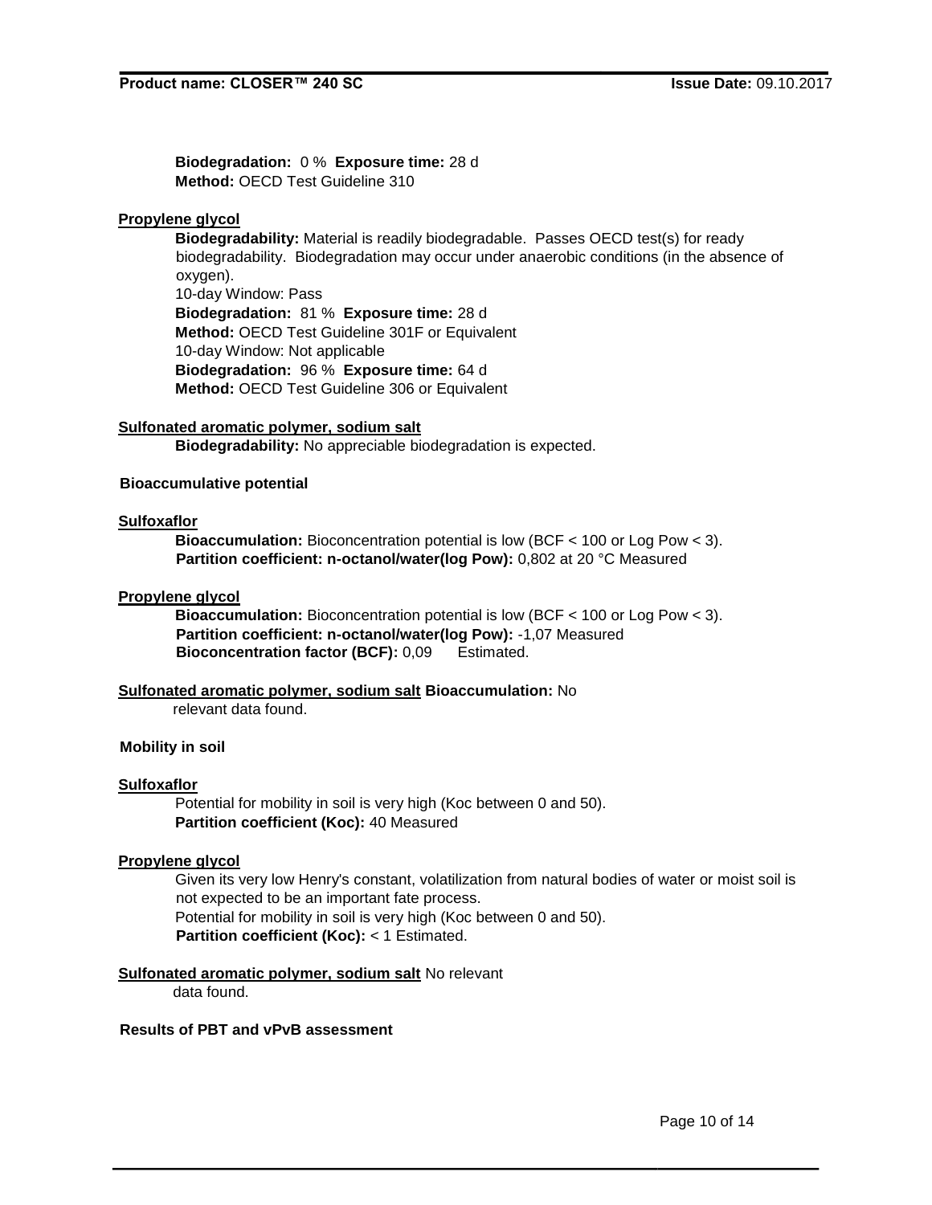**Biodegradation:** 0 % **Exposure time:** 28 d
**Method:** OECD Test Guideline 310

**Propylene glycol**

**Biodegradability:** Material is readily biodegradable. Passes OECD test(s) for ready biodegradability. Biodegradation may occur under anaerobic conditions (in the absence of oxygen).
10-day Window: Pass
**Biodegradation:** 81 % **Exposure time:** 28 d
**Method:** OECD Test Guideline 301F or Equivalent
10-day Window: Not applicable
**Biodegradation:** 96 % **Exposure time:** 64 d
**Method:** OECD Test Guideline 306 or Equivalent

**Sulfonated aromatic polymer, sodium salt**

**Biodegradability:** No appreciable biodegradation is expected.

**Bioaccumulative potential**

**Sulfoxaflor**

**Bioaccumulation:** Bioconcentration potential is low (BCF < 100 or Log Pow < 3).
**Partition coefficient: n-octanol/water(log Pow):** 0,802 at 20 °C Measured

**Propylene glycol**

**Bioaccumulation:** Bioconcentration potential is low (BCF < 100 or Log Pow < 3).
**Partition coefficient: n-octanol/water(log Pow):** -1,07 Measured
**Bioconcentration factor (BCF):** 0,09 Estimated.

**Sulfonated aromatic polymer, sodium salt** **Bioaccumulation:** No relevant data found.

**Mobility in soil**

**Sulfoxaflor**

Potential for mobility in soil is very high (Koc between 0 and 50).
**Partition coefficient (Koc):** 40 Measured

**Propylene glycol**

Given its very low Henry's constant, volatilization from natural bodies of water or moist soil is not expected to be an important fate process.
Potential for mobility in soil is very high (Koc between 0 and 50).
**Partition coefficient (Koc):** < 1 Estimated.

**Sulfonated aromatic polymer, sodium salt** No relevant data found.

**Results of PBT and vPvB assessment**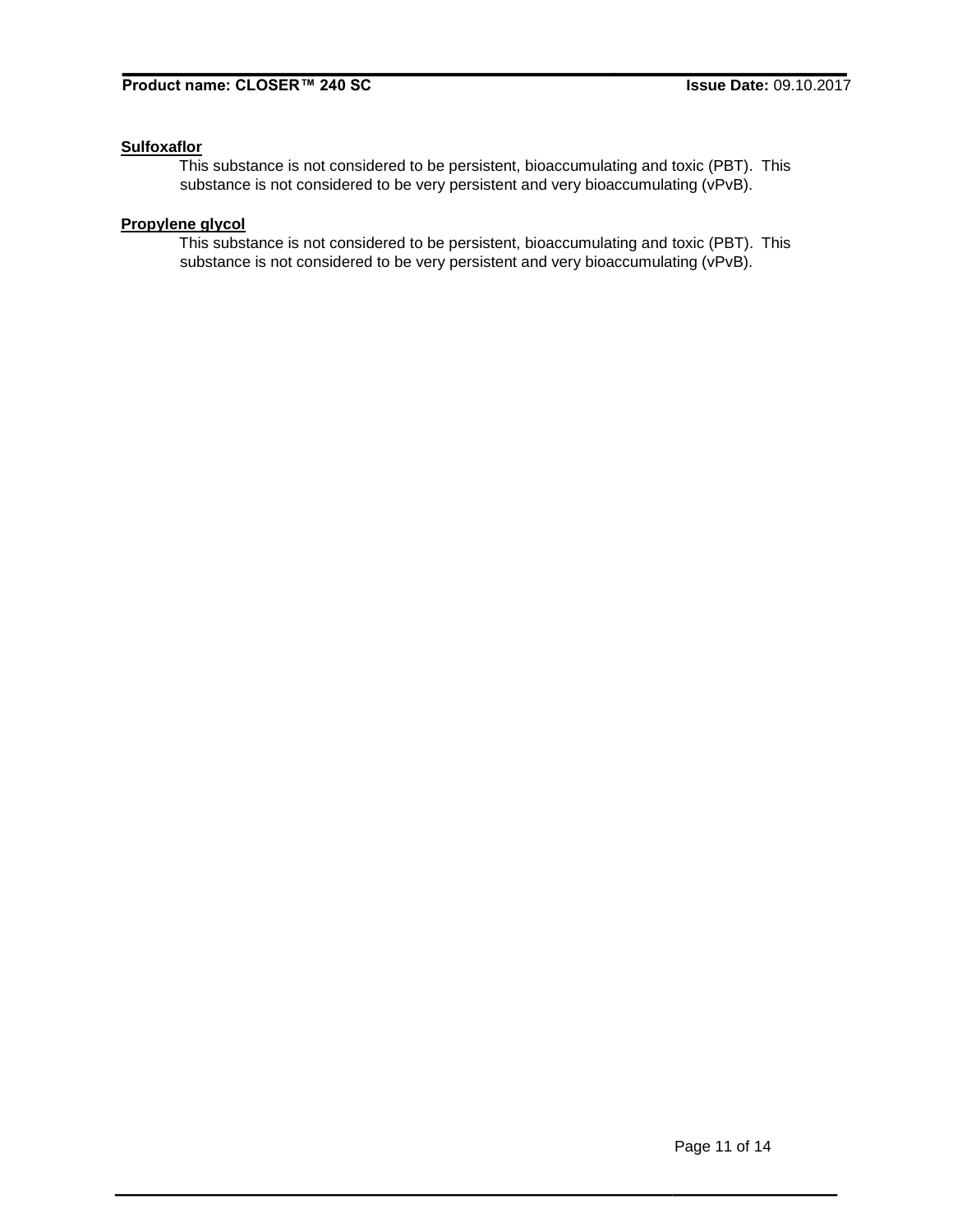**Sulfoxaflor**

This substance is not considered to be persistent, bioaccumulating and toxic (PBT). This substance is not considered to be very persistent and very bioaccumulating (vPvB).

**Propylene glycol**

This substance is not considered to be persistent, bioaccumulating and toxic (PBT). This substance is not considered to be very persistent and very bioaccumulating (vPvB).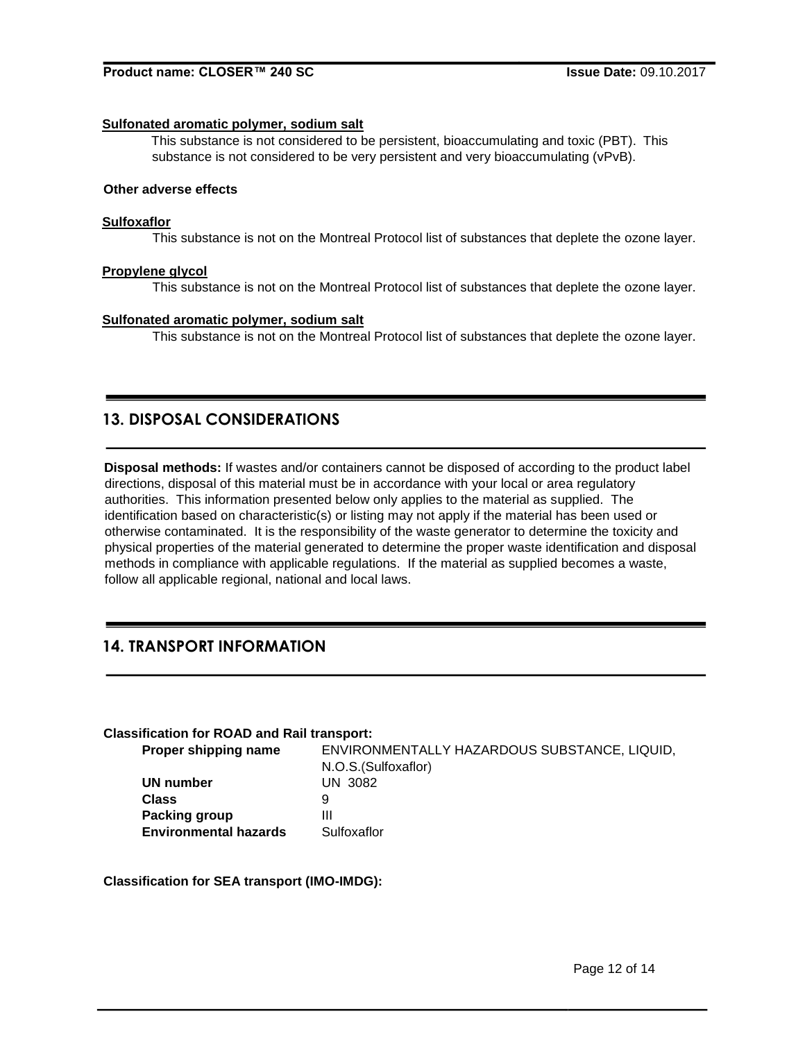**Sulfonated aromatic polymer, sodium salt**

This substance is not considered to be persistent, bioaccumulating and toxic (PBT). This substance is not considered to be very persistent and very bioaccumulating (vPvB).

**Other adverse effects**

**Sulfoxaflor**

This substance is not on the Montreal Protocol list of substances that deplete the ozone layer.

**Propylene glycol**

This substance is not on the Montreal Protocol list of substances that deplete the ozone layer.

**Sulfonated aromatic polymer, sodium salt**

This substance is not on the Montreal Protocol list of substances that deplete the ozone layer.

## 13. DISPOSAL CONSIDERATIONS

**Disposal methods:** If wastes and/or containers cannot be disposed of according to the product label directions, disposal of this material must be in accordance with your local or area regulatory authorities. This information presented below only applies to the material as supplied. The identification based on characteristic(s) or listing may not apply if the material has been used or otherwise contaminated. It is the responsibility of the waste generator to determine the toxicity and physical properties of the material generated to determine the proper waste identification and disposal methods in compliance with applicable regulations. If the material as supplied becomes a waste, follow all applicable regional, national and local laws.

## 14. TRANSPORT INFORMATION

**Classification for ROAD and Rail transport:**

| | |
|---|---|
| **Proper shipping name** | ENVIRONMENTALLY HAZARDOUS SUBSTANCE, LIQUID, N.O.S.(Sulfoxaflor) |
| **UN number** | UN 3082 |
| **Class** | 9 |
| **Packing group** | III |
| **Environmental hazards** | Sulfoxaflor |

**Classification for SEA transport (IMO-IMDG):**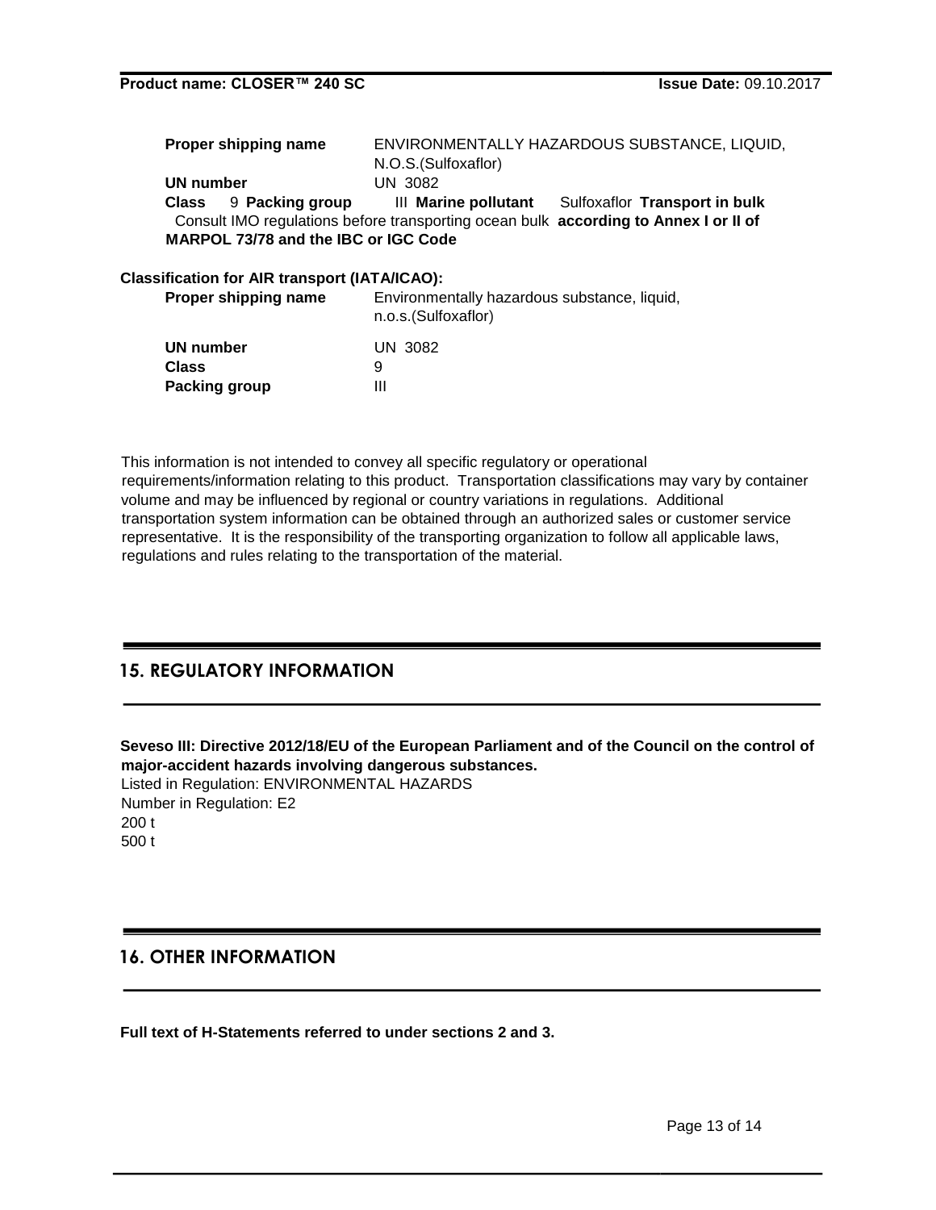**Proper shipping name** ENVIRONMENTALLY HAZARDOUS SUBSTANCE, LIQUID, N.O.S.(Sulfoxaflor)

**UN number** UN 3082

**Class** 9 **Packing group** III **Marine pollutant** Sulfoxaflor **Transport in bulk** Consult IMO regulations before transporting ocean bulk **according to Annex I or II of MARPOL 73/78 and the IBC or IGC Code**

**Classification for AIR transport (IATA/ICAO):**

**Proper shipping name** Environmentally hazardous substance, liquid, n.o.s.(Sulfoxaflor)

**UN number** UN 3082

**Class** 9

**Packing group** III

This information is not intended to convey all specific regulatory or operational requirements/information relating to this product. Transportation classifications may vary by container volume and may be influenced by regional or country variations in regulations. Additional transportation system information can be obtained through an authorized sales or customer service representative. It is the responsibility of the transporting organization to follow all applicable laws, regulations and rules relating to the transportation of the material.

## 15. REGULATORY INFORMATION

**Seveso III: Directive 2012/18/EU of the European Parliament and of the Council on the control of major-accident hazards involving dangerous substances.**

Listed in Regulation: ENVIRONMENTAL HAZARDS

Number in Regulation: E2

200 t

500 t

## 16. OTHER INFORMATION

**Full text of H-Statements referred to under sections 2 and 3.**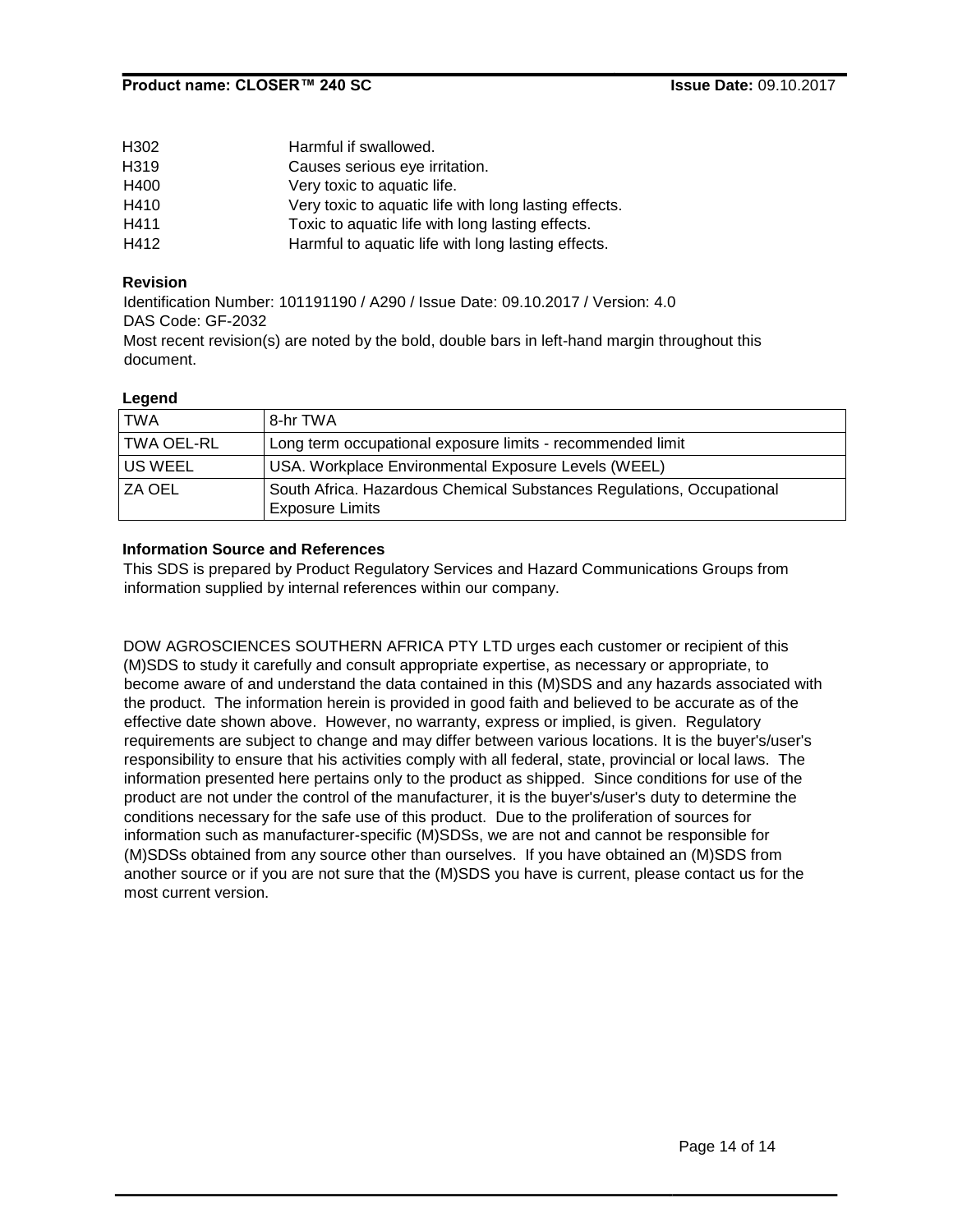H302 Harmful if swallowed.
H319 Causes serious eye irritation.
H400 Very toxic to aquatic life.
H410 Very toxic to aquatic life with long lasting effects.
H411 Toxic to aquatic life with long lasting effects.
H412 Harmful to aquatic life with long lasting effects.

**Revision**

Identification Number: 101191190 / A290 / Issue Date: 09.10.2017 / Version: 4.0
DAS Code: GF-2032
Most recent revision(s) are noted by the bold, double bars in left-hand margin throughout this document.

**Legend**

| | |
|---|---|
| TWA | 8-hr TWA |
| TWA OEL-RL | Long term occupational exposure limits - recommended limit |
| US WEEL | USA. Workplace Environmental Exposure Levels (WEEL) |
| ZA OEL | South Africa. Hazardous Chemical Substances Regulations, Occupational Exposure Limits |

**Information Source and References**

This SDS is prepared by Product Regulatory Services and Hazard Communications Groups from information supplied by internal references within our company.

DOW AGROSCIENCES SOUTHERN AFRICA PTY LTD urges each customer or recipient of this (M)SDS to study it carefully and consult appropriate expertise, as necessary or appropriate, to become aware of and understand the data contained in this (M)SDS and any hazards associated with the product. The information herein is provided in good faith and believed to be accurate as of the effective date shown above. However, no warranty, express or implied, is given. Regulatory requirements are subject to change and may differ between various locations. It is the buyer's/user's responsibility to ensure that his activities comply with all federal, state, provincial or local laws. The information presented here pertains only to the product as shipped. Since conditions for use of the product are not under the control of the manufacturer, it is the buyer's/user's duty to determine the conditions necessary for the safe use of this product. Due to the proliferation of sources for information such as manufacturer-specific (M)SDSs, we are not and cannot be responsible for (M)SDSs obtained from any source other than ourselves. If you have obtained an (M)SDS from another source or if you are not sure that the (M)SDS you have is current, please contact us for the most current version.